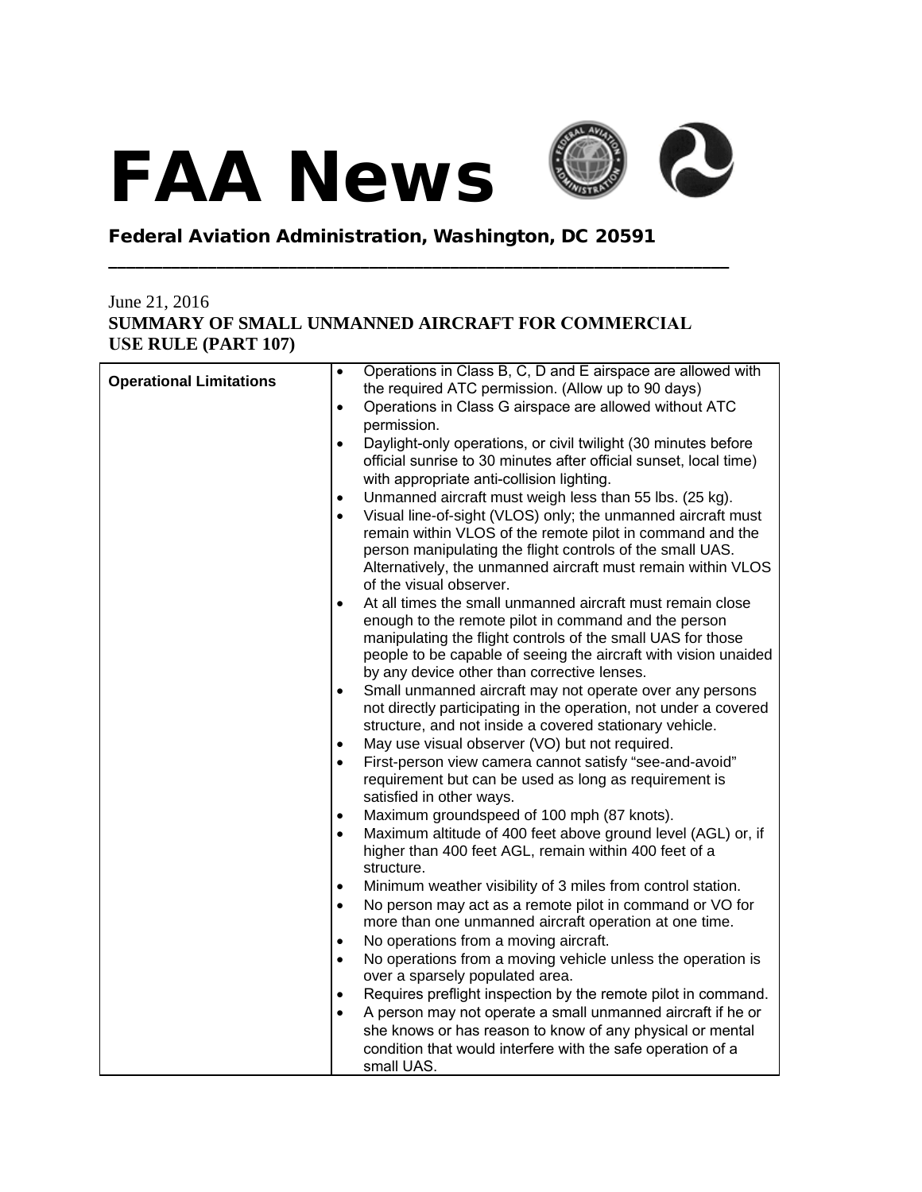# FAA News

**Federal Aviation Administration, Washington, DC 20591**

June 21, 2016

**SUMMARY OF SMALL UNMANNED AIRCRAFT FOR COMMERCIAL USE RULE (PART 107)**

| | |
|---|---|
| **Operational Limitations** | • Operations in Class B, C, D and E airspace are allowed with the required ATC permission. (Allow up to 90 days)<br>• Operations in Class G airspace are allowed without ATC permission.<br>• Daylight-only operations, or civil twilight (30 minutes before official sunrise to 30 minutes after official sunset, local time) with appropriate anti-collision lighting.<br>• Unmanned aircraft must weigh less than 55 lbs. (25 kg).<br>• Visual line-of-sight (VLOS) only; the unmanned aircraft must remain within VLOS of the remote pilot in command and the person manipulating the flight controls of the small UAS. Alternatively, the unmanned aircraft must remain within VLOS of the visual observer.<br>• At all times the small unmanned aircraft must remain close enough to the remote pilot in command and the person manipulating the flight controls of the small UAS for those people to be capable of seeing the aircraft with vision unaided by any device other than corrective lenses.<br>• Small unmanned aircraft may not operate over any persons not directly participating in the operation, not under a covered structure, and not inside a covered stationary vehicle.<br>• May use visual observer (VO) but not required.<br>• First-person view camera cannot satisfy "see-and-avoid" requirement but can be used as long as requirement is satisfied in other ways.<br>• Maximum groundspeed of 100 mph (87 knots).<br>• Maximum altitude of 400 feet above ground level (AGL) or, if higher than 400 feet AGL, remain within 400 feet of a structure.<br>• Minimum weather visibility of 3 miles from control station.<br>• No person may act as a remote pilot in command or VO for more than one unmanned aircraft operation at one time.<br>• No operations from a moving aircraft.<br>• No operations from a moving vehicle unless the operation is over a sparsely populated area.<br>• Requires preflight inspection by the remote pilot in command.<br>• A person may not operate a small unmanned aircraft if he or she knows or has reason to know of any physical or mental condition that would interfere with the safe operation of a small UAS. |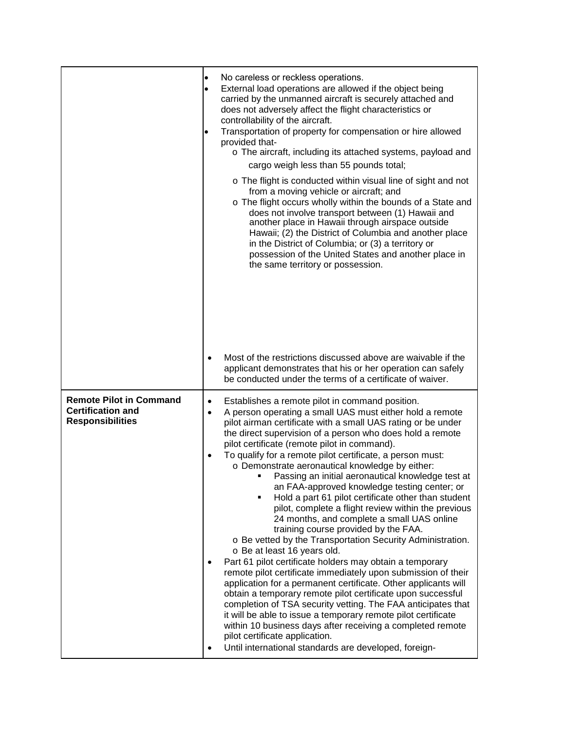| | |
|---|---|
| | • No careless or reckless operations.<br>• External load operations are allowed if the object being carried by the unmanned aircraft is securely attached and does not adversely affect the flight characteristics or controllability of the aircraft.<br>• Transportation of property for compensation or hire allowed provided that-<br>  o The aircraft, including its attached systems, payload and cargo weigh less than 55 pounds total;<br>  o The flight is conducted within visual line of sight and not from a moving vehicle or aircraft; and<br>  o The flight occurs wholly within the bounds of a State and does not involve transport between (1) Hawaii and another place in Hawaii through airspace outside Hawaii; (2) the District of Columbia and another place in the District of Columbia; or (3) a territory or possession of the United States and another place in the same territory or possession.<br>• Most of the restrictions discussed above are waivable if the applicant demonstrates that his or her operation can safely be conducted under the terms of a certificate of waiver. |
| **Remote Pilot in Command Certification and Responsibilities** | • Establishes a remote pilot in command position.<br>• A person operating a small UAS must either hold a remote pilot airman certificate with a small UAS rating or be under the direct supervision of a person who does hold a remote pilot certificate (remote pilot in command).<br>• To qualify for a remote pilot certificate, a person must:<br>  o Demonstrate aeronautical knowledge by either:<br>    ▪ Passing an initial aeronautical knowledge test at an FAA-approved knowledge testing center; or<br>    ▪ Hold a part 61 pilot certificate other than student pilot, complete a flight review within the previous 24 months, and complete a small UAS online training course provided by the FAA.<br>  o Be vetted by the Transportation Security Administration.<br>  o Be at least 16 years old.<br>• Part 61 pilot certificate holders may obtain a temporary remote pilot certificate immediately upon submission of their application for a permanent certificate. Other applicants will obtain a temporary remote pilot certificate upon successful completion of TSA security vetting. The FAA anticipates that it will be able to issue a temporary remote pilot certificate within 10 business days after receiving a completed remote pilot certificate application.<br>• Until international standards are developed, foreign- |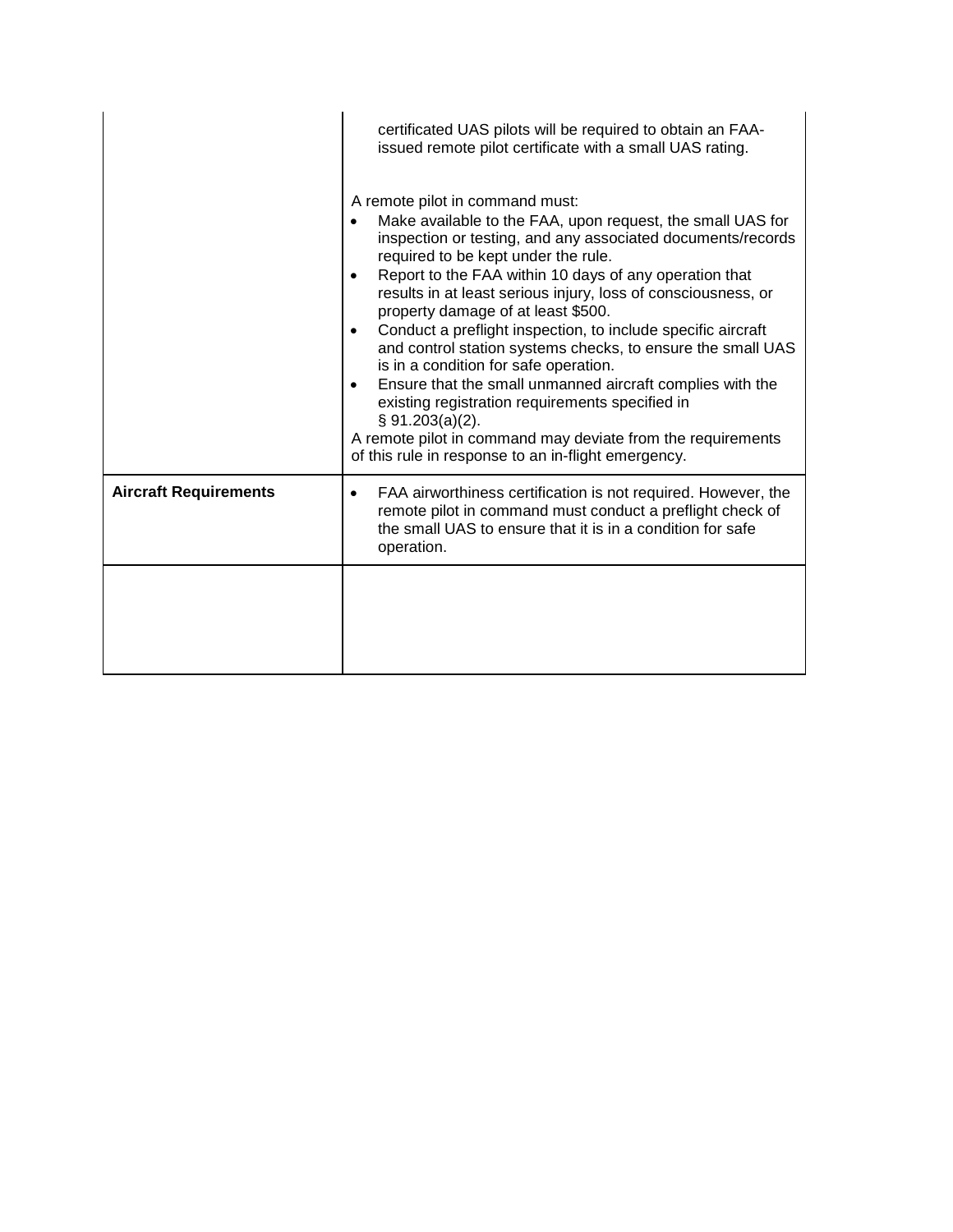| | |
|---|---|
| | certificated UAS pilots will be required to obtain an FAA-issued remote pilot certificate with a small UAS rating.<br><br>A remote pilot in command must:<br>• Make available to the FAA, upon request, the small UAS for inspection or testing, and any associated documents/records required to be kept under the rule.<br>• Report to the FAA within 10 days of any operation that results in at least serious injury, loss of consciousness, or property damage of at least $500.<br>• Conduct a preflight inspection, to include specific aircraft and control station systems checks, to ensure the small UAS is in a condition for safe operation.<br>• Ensure that the small unmanned aircraft complies with the existing registration requirements specified in § 91.203(a)(2).<br>A remote pilot in command may deviate from the requirements of this rule in response to an in-flight emergency. |
| **Aircraft Requirements** | • FAA airworthiness certification is not required. However, the remote pilot in command must conduct a preflight check of the small UAS to ensure that it is in a condition for safe operation. |
| | |